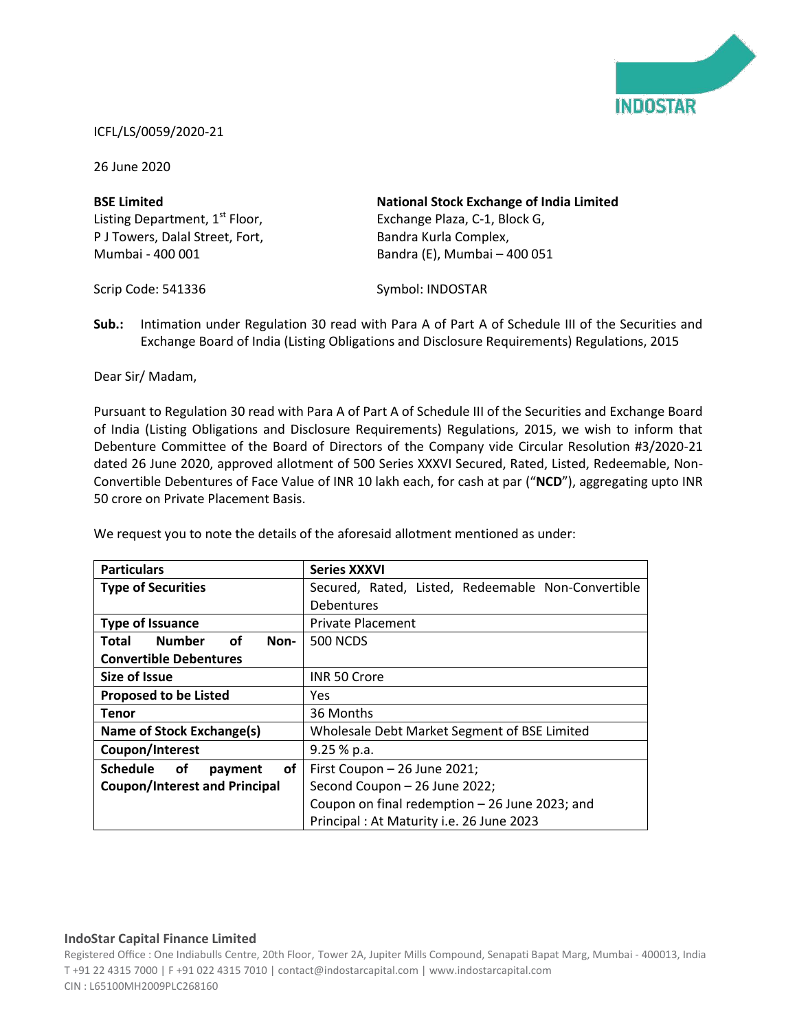ICFL/LS/0059/2020-21

26 June 2020

**BSE Limited**
Listing Department, 1st Floor,
P J Towers, Dalal Street, Fort,
Mumbai - 400 001

Scrip Code: 541336

**National Stock Exchange of India Limited**
Exchange Plaza, C-1, Block G,
Bandra Kurla Complex,
Bandra (E), Mumbai – 400 051

Symbol: INDOSTAR

**Sub.:** Intimation under Regulation 30 read with Para A of Part A of Schedule III of the Securities and Exchange Board of India (Listing Obligations and Disclosure Requirements) Regulations, 2015

Dear Sir/ Madam,

Pursuant to Regulation 30 read with Para A of Part A of Schedule III of the Securities and Exchange Board of India (Listing Obligations and Disclosure Requirements) Regulations, 2015, we wish to inform that Debenture Committee of the Board of Directors of the Company vide Circular Resolution #3/2020-21 dated 26 June 2020, approved allotment of 500 Series XXXVI Secured, Rated, Listed, Redeemable, Non-Convertible Debentures of Face Value of INR 10 lakh each, for cash at par ("**NCD**"), aggregating upto INR 50 crore on Private Placement Basis.

We request you to note the details of the aforesaid allotment mentioned as under:

| **Particulars** | **Series XXXVI** |
|---|---|
| **Type of Securities** | Secured, Rated, Listed, Redeemable Non-Convertible Debentures |
| **Type of Issuance** | Private Placement |
| **Total Number of Non-Convertible Debentures** | 500 NCDS |
| **Size of Issue** | INR 50 Crore |
| **Proposed to be Listed** | Yes |
| **Tenor** | 36 Months |
| **Name of Stock Exchange(s)** | Wholesale Debt Market Segment of BSE Limited |
| **Coupon/Interest** | 9.25 % p.a. |
| **Schedule of payment of Coupon/Interest and Principal** | First Coupon – 26 June 2021;<br>Second Coupon – 26 June 2022;<br>Coupon on final redemption – 26 June 2023; and<br>Principal : At Maturity i.e. 26 June 2023 |

**IndoStar Capital Finance Limited**
Registered Office : One Indiabulls Centre, 20th Floor, Tower 2A, Jupiter Mills Compound, Senapati Bapat Marg, Mumbai - 400013, India
T +91 22 4315 7000 | F +91 022 4315 7010 | contact@indostarcapital.com | www.indostarcapital.com
CIN : L65100MH2009PLC268160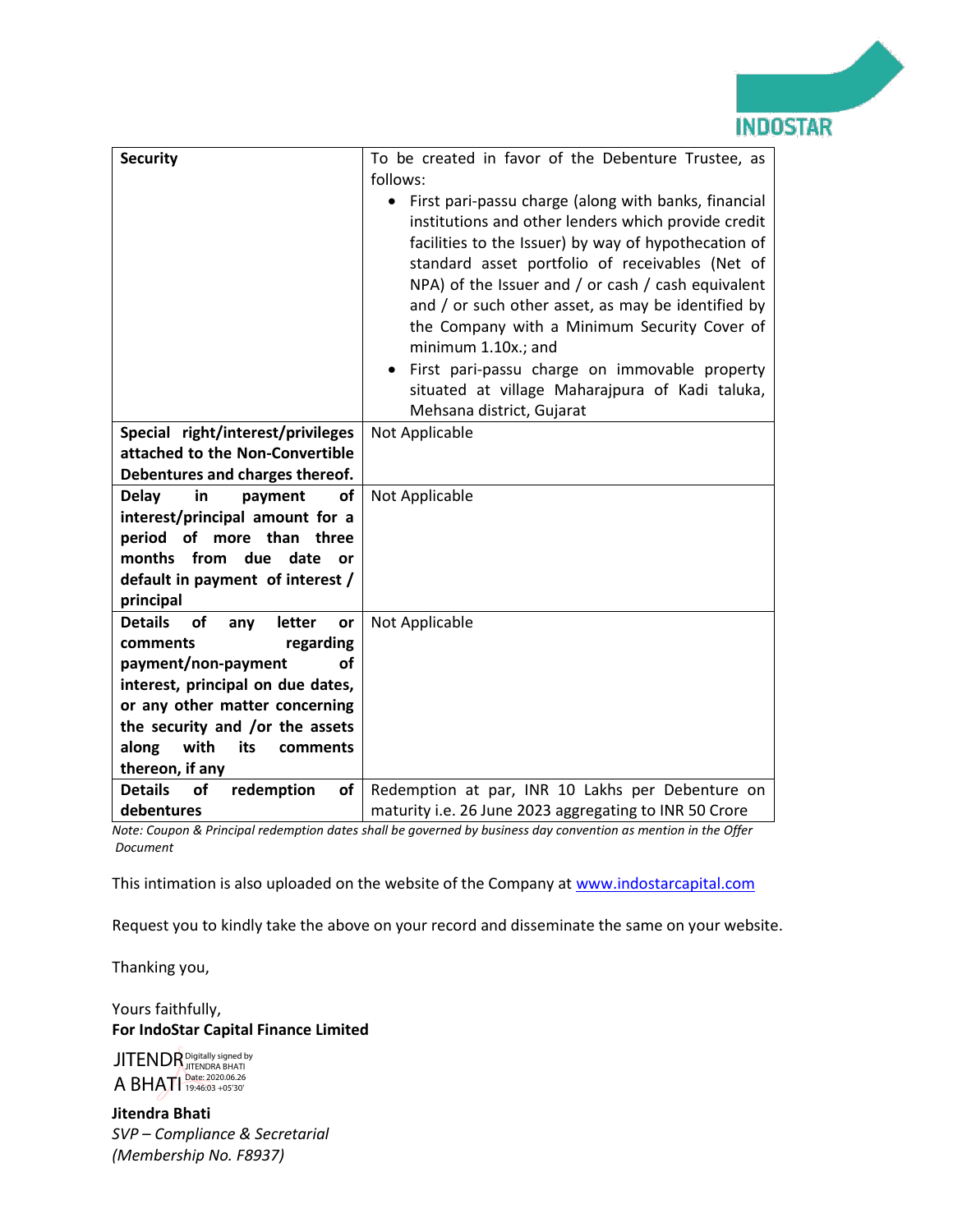| | |
|---|---|
| **Security** | To be created in favor of the Debenture Trustee, as follows:<br>• First pari-passu charge (along with banks, financial institutions and other lenders which provide credit facilities to the Issuer) by way of hypothecation of standard asset portfolio of receivables (Net of NPA) of the Issuer and / or cash / cash equivalent and / or such other asset, as may be identified by the Company with a Minimum Security Cover of minimum 1.10x.; and<br>• First pari-passu charge on immovable property situated at village Maharajpura of Kadi taluka, Mehsana district, Gujarat |
| **Special right/interest/privileges attached to the Non-Convertible Debentures and charges thereof.** | Not Applicable |
| **Delay in payment of interest/principal amount for a period of more than three months from due date or default in payment of interest / principal** | Not Applicable |
| **Details of any letter or comments regarding payment/non-payment of interest, principal on due dates, or any other matter concerning the security and /or the assets along with its comments thereon, if any** | Not Applicable |
| **Details of redemption of debentures** | Redemption at par, INR 10 Lakhs per Debenture on maturity i.e. 26 June 2023 aggregating to INR 50 Crore |

*Note: Coupon & Principal redemption dates shall be governed by business day convention as mention in the Offer Document*

This intimation is also uploaded on the website of the Company at www.indostarcapital.com

Request you to kindly take the above on your record and disseminate the same on your website.

Thanking you,

Yours faithfully,
**For IndoStar Capital Finance Limited**

JITENDRA BHATI Digitally signed by JITENDRA BHATI Date: 2020.06.26 19:46:03 +05'30'

**Jitendra Bhati**
*SVP – Compliance & Secretarial*
*(Membership No. F8937)*